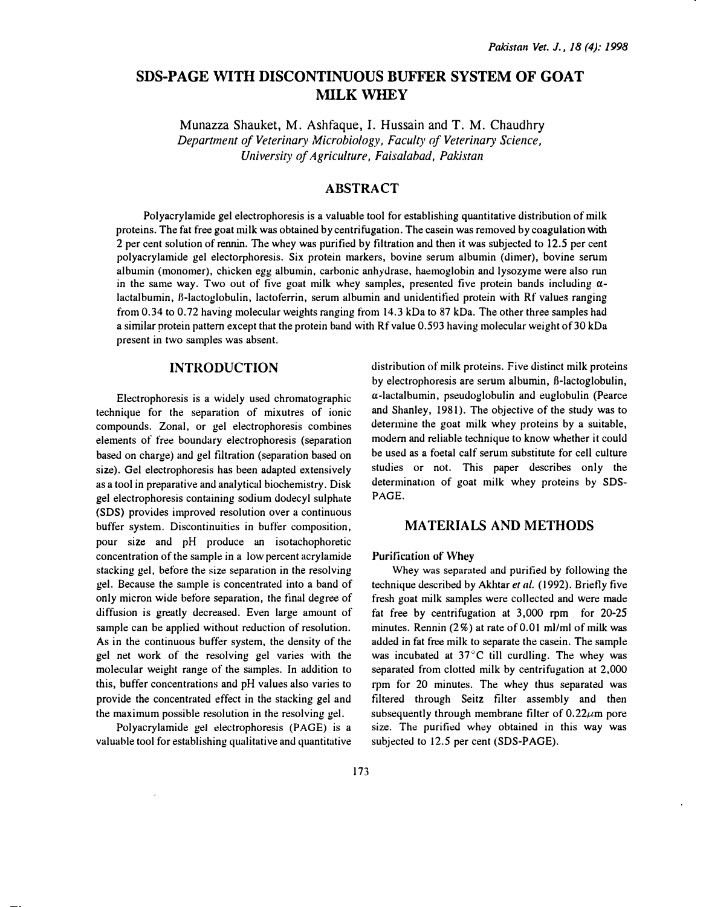# SDS-PAGE WITH DISCONTINUOUS BUFFER SYSTEM OF GOAT MILK WHEY

Munazza Shauket, M. Ashfaque, I. Hussain and T. M. Chaudhry
*Department of Veterinary Microbiology, Faculty of Veterinary Science, University of Agriculture, Faisalabad, Pakistan*

## ABSTRACT

Polyacrylamide gel electrophoresis is a valuable tool for establishing quantitative distribution of milk proteins. The fat free goat milk was obtained by centrifugation. The casein was removed by coagulation with 2 per cent solution of rennin. The whey was purified by filtration and then it was subjected to 12.5 per cent polyacrylamide gel electorphoresis. Six protein markers, bovine serum albumin (dimer), bovine serum albumin (monomer), chicken egg albumin, carbonic anhydrase, haemoglobin and lysozyme were also run in the same way. Two out of five goat milk whey samples, presented five protein bands including α-lactalbumin, ß-lactoglobulin, lactoferrin, serum albumin and unidentified protein with Rf values ranging from 0.34 to 0.72 having molecular weights ranging from 14.3 kDa to 87 kDa. The other three samples had a similar protein pattern except that the protein band with Rf value 0.593 having molecular weight of 30 kDa present in two samples was absent.

## INTRODUCTION

Electrophoresis is a widely used chromatographic technique for the separation of mixutres of ionic compounds. Zonal, or gel electrophoresis combines elements of free boundary electrophoresis (separation based on charge) and gel filtration (separation based on size). Gel electrophoresis has been adapted extensively as a tool in preparative and analytical biochemistry. Disk gel electrophoresis containing sodium dodecyl sulphate (SDS) provides improved resolution over a continuous buffer system. Discontinuities in buffer composition, pour size and pH produce an isotachophoretic concentration of the sample in a low percent acrylamide stacking gel, before the size separation in the resolving gel. Because the sample is concentrated into a band of only micron wide before separation, the final degree of diffusion is greatly decreased. Even large amount of sample can be applied without reduction of resolution. As in the continuous buffer system, the density of the gel net work of the resolving gel varies with the molecular weight range of the samples. In addition to this, buffer concentrations and pH values also varies to provide the concentrated effect in the stacking gel and the maximum possible resolution in the resolving gel.

Polyacrylamide gel electrophoresis (PAGE) is a valuable tool for establishing qualitative and quantitative distribution of milk proteins. Five distinct milk proteins by electrophoresis are serum albumin, ß-lactoglobulin, α-lactalbumin, pseudoglobulin and euglobulin (Pearce and Shanley, 1981). The objective of the study was to determine the goat milk whey proteins by a suitable, modern and reliable technique to know whether it could be used as a foetal calf serum substitute for cell culture studies or not. This paper describes only the determination of goat milk whey proteins by SDS-PAGE.

## MATERIALS AND METHODS

### Purification of Whey

Whey was separated and purified by following the technique described by Akhtar *et al.* (1992). Briefly five fresh goat milk samples were collected and were made fat free by centrifugation at 3,000 rpm for 20-25 minutes. Rennin (2%) at rate of 0.01 ml/ml of milk was added in fat free milk to separate the casein. The sample was incubated at 37°C till curdling. The whey was separated from clotted milk by centrifugation at 2,000 rpm for 20 minutes. The whey thus separated was filtered through Seitz filter assembly and then subsequently through membrane filter of 0.22μm pore size. The purified whey obtained in this way was subjected to 12.5 per cent (SDS-PAGE).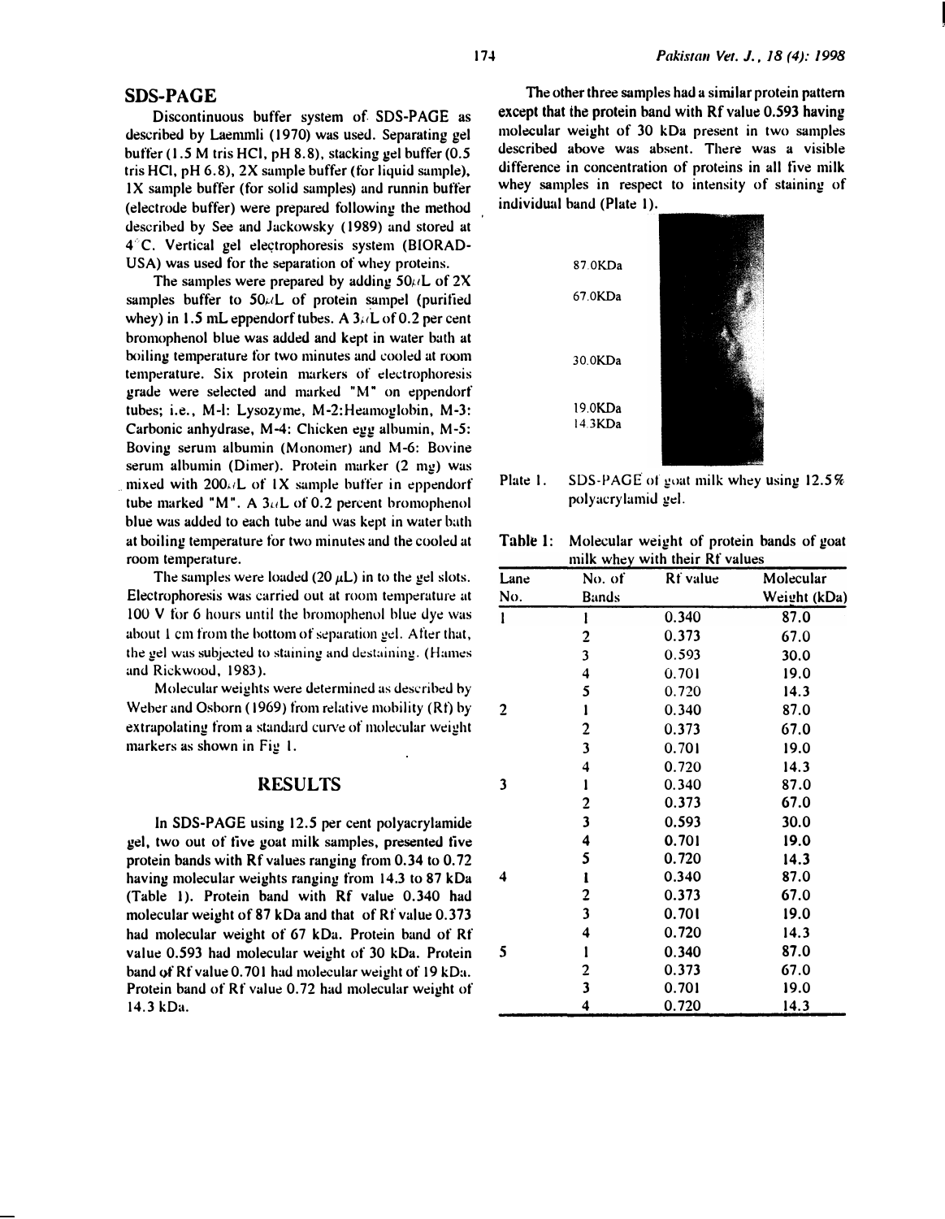## SDS-PAGE

Discontinuous buffer system of SDS-PAGE as described by Laemmli (1970) was used. Separating gel buffer (1.5 M tris HCl, pH 8.8), stacking gel buffer (0.5 tris HCl, pH 6.8), 2X sample buffer (for liquid sample), 1X sample buffer (for solid samples) and runnin buffer (electrode buffer) were prepared following the method described by See and Jackowsky (1989) and stored at 4°C. Vertical gel electrophoresis system (BIORAD-USA) was used for the separation of whey proteins.

The samples were prepared by adding 50μL of 2X samples buffer to 50μL of protein sampel (purified whey) in 1.5 mL eppendorf tubes. A 3μL of 0.2 per cent bromophenol blue was added and kept in water bath at boiling temperature for two minutes and cooled at room temperature. Six protein markers of electrophoresis grade were selected and marked "M" on eppendorf tubes; i.e., M-1: Lysozyme, M-2:Heamoglobin, M-3: Carbonic anhydrase, M-4: Chicken egg albumin, M-5: Boving serum albumin (Monomer) and M-6: Bovine serum albumin (Dimer). Protein marker (2 mg) was mixed with 200μL of 1X sample buffer in eppendorf tube marked "M". A 3μL of 0.2 percent bromophenol blue was added to each tube and was kept in water bath at boiling temperature for two minutes and the cooled at room temperature.

The samples were loaded (20 μL) in to the gel slots. Electrophoresis was carried out at room temperature at 100 V for 6 hours until the bromophenol blue dye was about 1 cm from the bottom of separation gel. After that, the gel was subjected to staining and destaining. (Hames and Rickwood, 1983).

Molecular weights were determined as described by Weber and Osborn (1969) from relative mobility (Rf) by extrapolating from a standard curve of molecular weight markers as shown in Fig 1.

## RESULTS

In SDS-PAGE using 12.5 per cent polyacrylamide gel, two out of five goat milk samples, presented five protein bands with Rf values ranging from 0.34 to 0.72 having molecular weights ranging from 14.3 to 87 kDa (Table 1). Protein band with Rf value 0.340 had molecular weight of 87 kDa and that of Rf value 0.373 had molecular weight of 67 kDa. Protein band of Rf value 0.593 had molecular weight of 30 kDa. Protein band of Rf value 0.701 had molecular weight of 19 kDa. Protein band of Rf value 0.72 had molecular weight of 14.3 kDa.

**The other three samples had a similar protein pattern except that the protein band with Rf value 0.593 having** molecular weight of 30 kDa present in two samples described above was absent. There was a visible difference in concentration of proteins in all five milk whey samples in respect to intensity of staining of individual band (Plate 1).

87.0KDa

67.0KDa

30.0KDa

19.0KDa

14.3KDa

Plate 1. SDS-PAGE of goat milk whey using 12.5% polyacrylamid gel.

**Table 1:** Molecular weight of protein bands of goat milk whey with their Rf values

| Lane No. | No. of Bands | Rf value | Molecular Weight (kDa) |
|---|---|---|---|
| 1 | 1 | 0.340 | 87.0 |
| | 2 | 0.373 | 67.0 |
| | 3 | 0.593 | 30.0 |
| | 4 | 0.701 | 19.0 |
| | 5 | 0.720 | 14.3 |
| 2 | 1 | 0.340 | 87.0 |
| | 2 | 0.373 | 67.0 |
| | 3 | 0.701 | 19.0 |
| | 4 | 0.720 | 14.3 |
| 3 | 1 | 0.340 | 87.0 |
| | 2 | 0.373 | 67.0 |
| | 3 | 0.593 | 30.0 |
| | 4 | 0.701 | 19.0 |
| | 5 | 0.720 | 14.3 |
| 4 | 1 | 0.340 | 87.0 |
| | 2 | 0.373 | 67.0 |
| | 3 | 0.701 | 19.0 |
| | 4 | 0.720 | 14.3 |
| 5 | 1 | 0.340 | 87.0 |
| | 2 | 0.373 | 67.0 |
| | 3 | 0.701 | 19.0 |
| | 4 | 0.720 | 14.3 |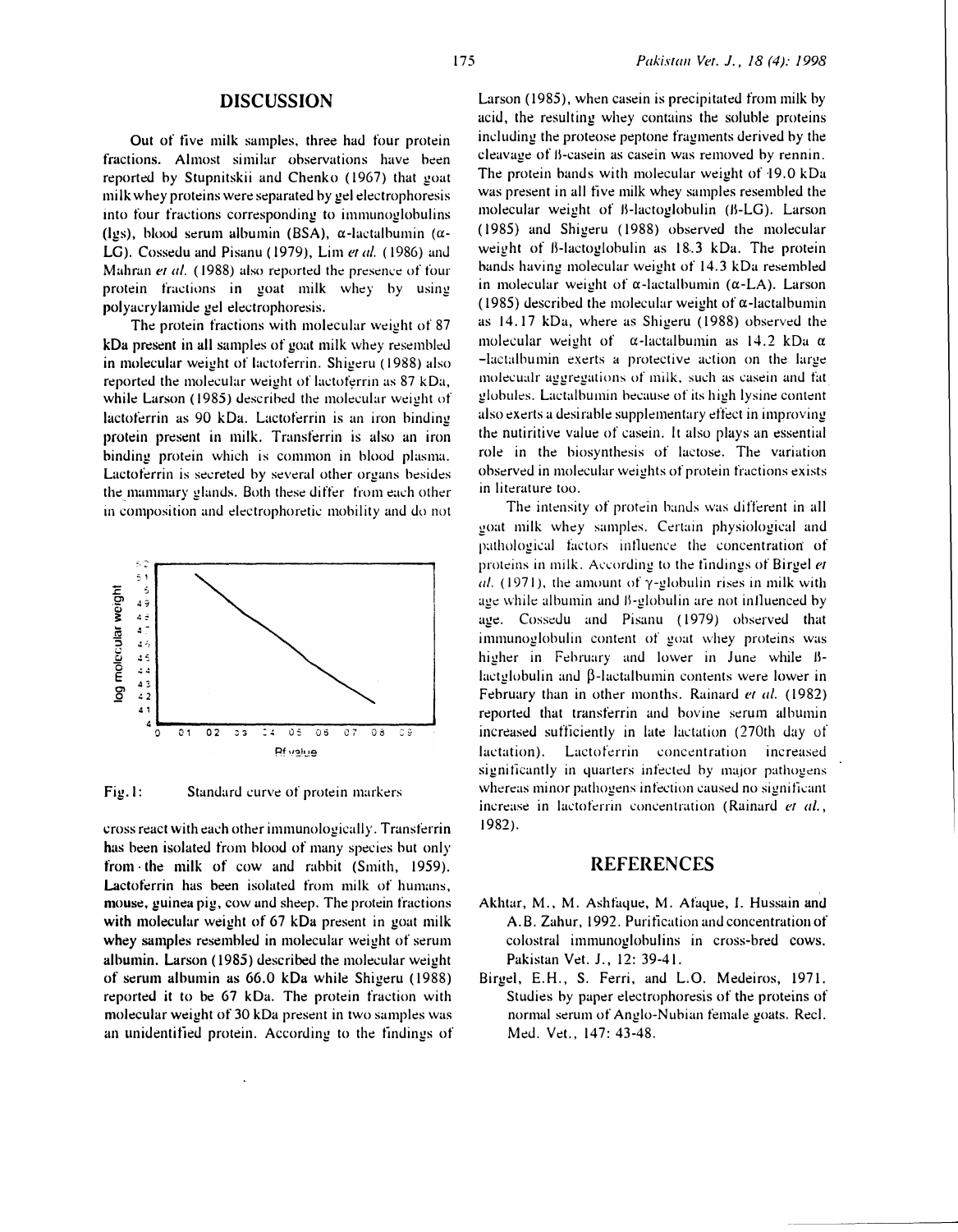## DISCUSSION

Out of five milk samples, three had four protein fractions. Almost similar observations have been reported by Stupnitskii and Chenko (1967) that goat milk whey proteins were separated by gel electrophoresis into four fractions corresponding to immunoglobulins (Igs), blood serum albumin (BSA), α-lactalbumin (α-LG). Cossedu and Pisanu (1979), Lim *et al.* (1986) and Mahran *et al.* (1988) also reported the presence of four protein fractions in goat milk whey by using polyacrylamide gel electrophoresis.

The protein fractions with molecular weight of 87 kDa present in all samples of goat milk whey resembled in molecular weight of lactoferrin. Shigeru (1988) also reported the molecular weight of lactoferrin as 87 kDa, while Larson (1985) described the molecular weight of lactoferrin as 90 kDa. Lactoferrin is an iron binding protein present in milk. Transferrin is also an iron binding protein which is common in blood plasma. Lactoferrin is secreted by several other organs besides the mammary glands. Both these differ from each other in composition and electrophoretic mobility and do not cross react with each other immunologically. Transferrin has been isolated from blood of many species but only from the milk of cow and rabbit (Smith, 1959). Lactoferrin has been isolated from milk of humans, mouse, guinea pig, cow and sheep. The protein fractions with molecular weight of 67 kDa present in goat milk whey samples resembled in molecular weight of serum albumin. Larson (1985) described the molecular weight of serum albumin as 66.0 kDa while Shigeru (1988) reported it to be 67 kDa. The protein fraction with molecular weight of 30 kDa present in two samples was an unidentified protein. According to the findings of Larson (1985), when casein is precipitated from milk by acid, the resulting whey contains the soluble proteins including the proteose peptone fragments derived by the cleavage of ß-casein as casein was removed by rennin. The protein bands with molecular weight of 19.0 kDa was present in all five milk whey samples resembled the molecular weight of ß-lactoglobulin (ß-LG). Larson (1985) and Shigeru (1988) observed the molecular weight of ß-lactoglobulin as 18.3 kDa. The protein bands having molecular weight of 14.3 kDa resembled in molecular weight of α-lactalbumin (α-LA). Larson (1985) described the molecular weight of α-lactalbumin as 14.17 kDa, where as Shigeru (1988) observed the molecular weight of α-lactalbumin as 14.2 kDa α -lactalbumin exerts a protective action on the large molecualr aggregations of milk, such as casein and fat globules. Lactalbumin because of its high lysine content also exerts a desirable supplementary effect in improving the nutiritive value of casein. It also plays an essential role in the biosynthesis of lactose. The variation observed in molecular weights of protein fractions exists in literature too.

Fig. 1: Standard curve of protein markers

The intensity of protein bands was different in all goat milk whey samples. Certain physiological and pathological factors influence the concentration of proteins in milk. According to the findings of Birgel *et al.* (1971), the amount of γ-globulin rises in milk with age while albumin and ß-globulin are not influenced by age. Cossedu and Pisanu (1979) observed that immunoglobulin content of goat whey proteins was higher in February and lower in June while ß-lactglobulin and β-lactalbumin contents were lower in February than in other months. Rainard *et al.* (1982) reported that transferrin and bovine serum albumin increased sufficiently in late lactation (270th day of lactation). Lactoferrin concentration increased significantly in quarters infected by major pathogens whereas minor pathogens infection caused no significant increase in lactoferrin concentration (Rainard *et al.*, 1982).

## REFERENCES

Akhtar, M., M. Ashfaque, M. Afaque, I. Hussain and A.B. Zahur, 1992. Purification and concentration of colostral immunoglobulins in cross-bred cows. Pakistan Vet. J., 12: 39-41.

Birgel, E.H., S. Ferri, and L.O. Medeiros, 1971. Studies by paper electrophoresis of the proteins of normal serum of Anglo-Nubian female goats. Recl. Med. Vet., 147: 43-48.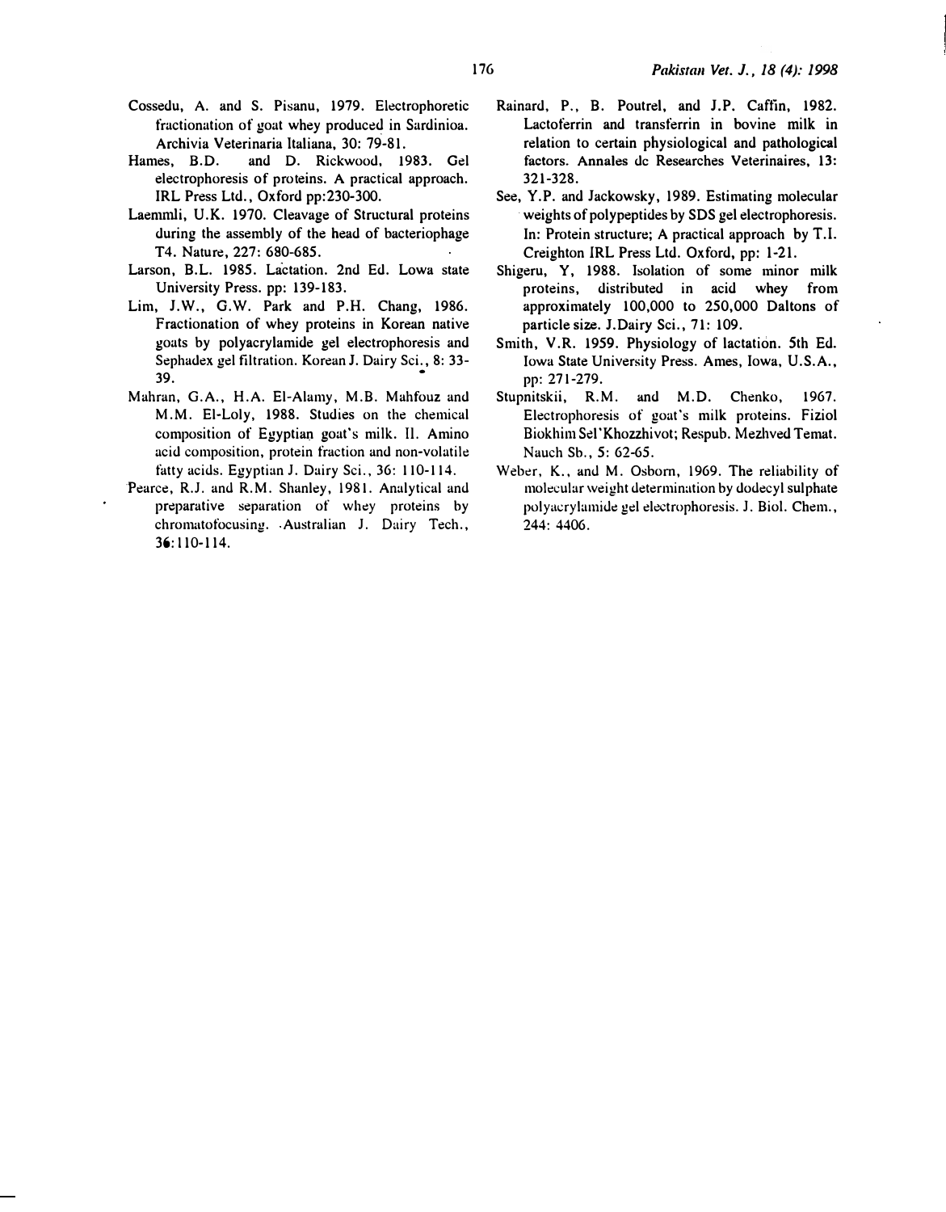Cossedu, A. and S. Pisanu, 1979. Electrophoretic fractionation of goat whey produced in Sardinioa. Archivia Veterinaria Italiana, 30: 79-81.

Hames, B.D. and D. Rickwood, 1983. Gel electrophoresis of proteins. A practical approach. IRL Press Ltd., Oxford pp:230-300.

Laemmli, U.K. 1970. Cleavage of Structural proteins during the assembly of the head of bacteriophage T4. Nature, 227: 680-685.

Larson, B.L. 1985. Lactation. 2nd Ed. Lowa state University Press. pp: 139-183.

Lim, J.W., G.W. Park and P.H. Chang, 1986. Fractionation of whey proteins in Korean native goats by polyacrylamide gel electrophoresis and Sephadex gel filtration. Korean J. Dairy Sci., 8: 33-39.

Mahran, G.A., H.A. El-Alamy, M.B. Mahfouz and M.M. El-Loly, 1988. Studies on the chemical composition of Egyptian goat's milk. II. Amino acid composition, protein fraction and non-volatile fatty acids. Egyptian J. Dairy Sci., 36: 110-114.

Pearce, R.J. and R.M. Shanley, 1981. Analytical and preparative separation of whey proteins by chromatofocusing. Australian J. Dairy Tech., 36:110-114.

Rainard, P., B. Poutrel, and J.P. Caffin, 1982. Lactoferrin and transferrin in bovine milk in relation to certain physiological and pathological factors. Annales dc Researches Veterinaires, 13: 321-328.

See, Y.P. and Jackowsky, 1989. Estimating molecular weights of polypeptides by SDS gel electrophoresis. In: Protein structure; A practical approach by T.I. Creighton IRL Press Ltd. Oxford, pp: 1-21.

Shigeru, Y, 1988. Isolation of some minor milk proteins, distributed in acid whey from approximately 100,000 to 250,000 Daltons of particle size. J.Dairy Sci., 71: 109.

Smith, V.R. 1959. Physiology of lactation. 5th Ed. Iowa State University Press. Ames, Iowa, U.S.A., pp: 271-279.

Stupnitskii, R.M. and M.D. Chenko, 1967. Electrophoresis of goat's milk proteins. Fiziol Biokhim Sel'Khozzhivot; Respub. Mezhved Temat. Nauch Sb., 5: 62-65.

Weber, K., and M. Osborn, 1969. The reliability of molecular weight determination by dodecyl sulphate polyacrylamide gel electrophoresis. J. Biol. Chem., 244: 4406.